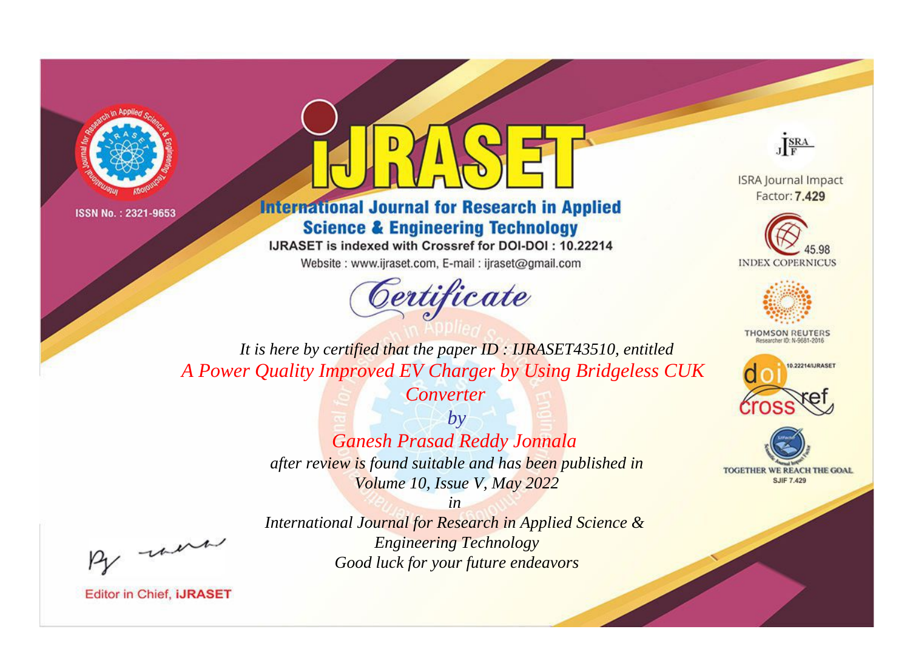ISSN No. : 2321-9653

# IJRASET

## International Journal for Research in Applied Science & Engineering Technology

IJRASET is indexed with Crossref for DOI-DOI : 10.22214

Website : www.ijraset.com, E-mail : ijraset@gmail.com

# Certificate

*It is here by certified that the paper ID : IJRASET43510, entitled*

*A Power Quality Improved EV Charger by Using Bridgeless CUK Converter*

*by*

*Ganesh Prasad Reddy Jonnala*

*after review is found suitable and has been published in*

*Volume 10, Issue V, May 2022*

*in*

*International Journal for Research in Applied Science & Engineering Technology*

*Good luck for your future endeavors*

Editor in Chief, iJRASET

ISRA Journal Impact Factor: **7.429**

45.98 INDEX COPERNICUS

THOMSON REUTERS Researcher ID: N-9681-2016

10.22214/IJRASET

TOGETHER WE REACH THE GOAL SJIF 7.429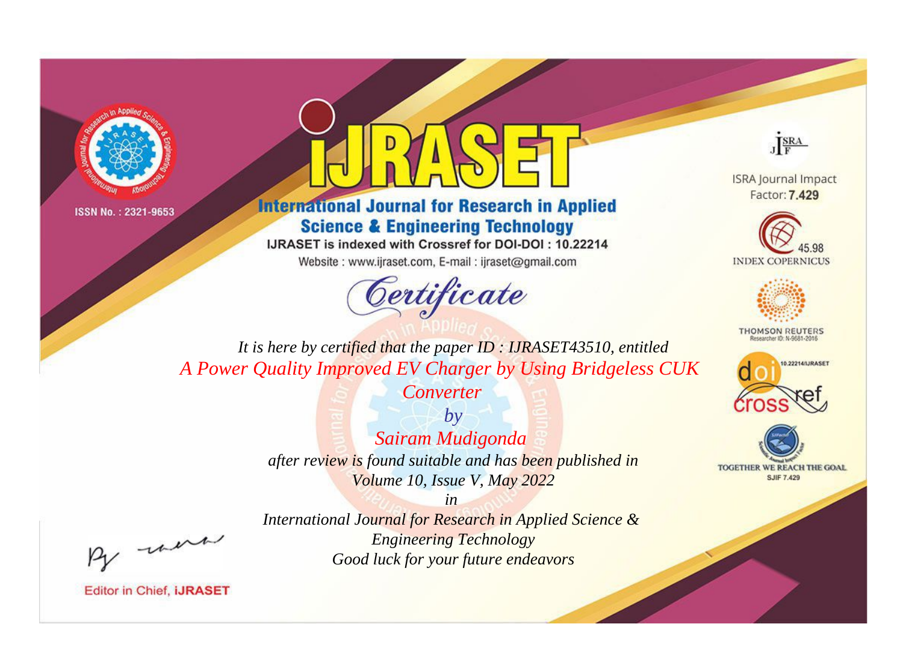ISSN No. : 2321-9653

# iJRASET

## International Journal for Research in Applied Science & Engineering Technology

IJRASET is indexed with Crossref for DOI-DOI : 10.22214

Website : www.ijraset.com, E-mail : ijraset@gmail.com

ISRA Journal Impact Factor: **7.429**

45.98 INDEX COPERNICUS

THOMSON REUTERS Researcher ID: N-9681-2016

10.22214/IJRASET

TOGETHER WE REACH THE GOAL SJIF 7.429

*Certificate*

*It is here by certified that the paper ID : IJRASET43510, entitled*

*A Power Quality Improved EV Charger by Using Bridgeless CUK Converter*

*by*

*Sairam Mudigonda*

*after review is found suitable and has been published in*

*Volume 10, Issue V, May 2022*

*in*

*International Journal for Research in Applied Science & Engineering Technology*

*Good luck for your future endeavors*

Editor in Chief, **iJRASET**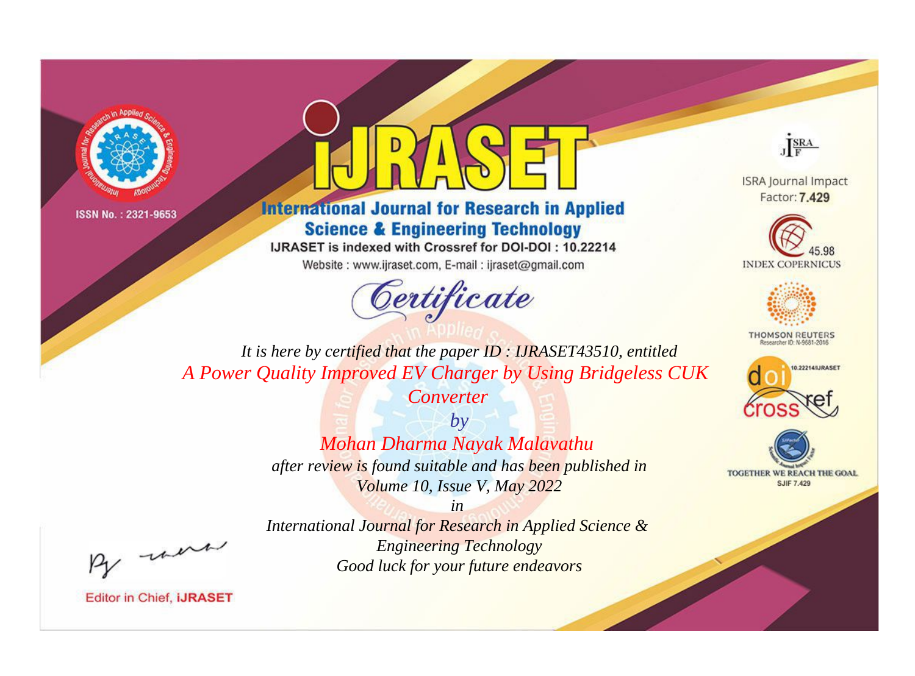ISSN No. : 2321-9653

# iJRASET

## International Journal for Research in Applied Science & Engineering Technology

IJRASET is indexed with Crossref for DOI-DOI : 10.22214

Website : www.ijraset.com, E-mail : ijraset@gmail.com

ISRA Journal Impact Factor: **7.429**

45.98 INDEX COPERNICUS

THOMSON REUTERS Researcher ID: N-9681-2016

10.22214/IJRASET

TOGETHER WE REACH THE GOAL SJIF 7.429

# Certificate

*It is here by certified that the paper ID : IJRASET43510, entitled*

*A Power Quality Improved EV Charger by Using Bridgeless CUK Converter*

*by*

*Mohan Dharma Nayak Malavathu*

*after review is found suitable and has been published in*

*Volume 10, Issue V, May 2022*

*in*

*International Journal for Research in Applied Science & Engineering Technology*

*Good luck for your future endeavors*

Editor in Chief, iJRASET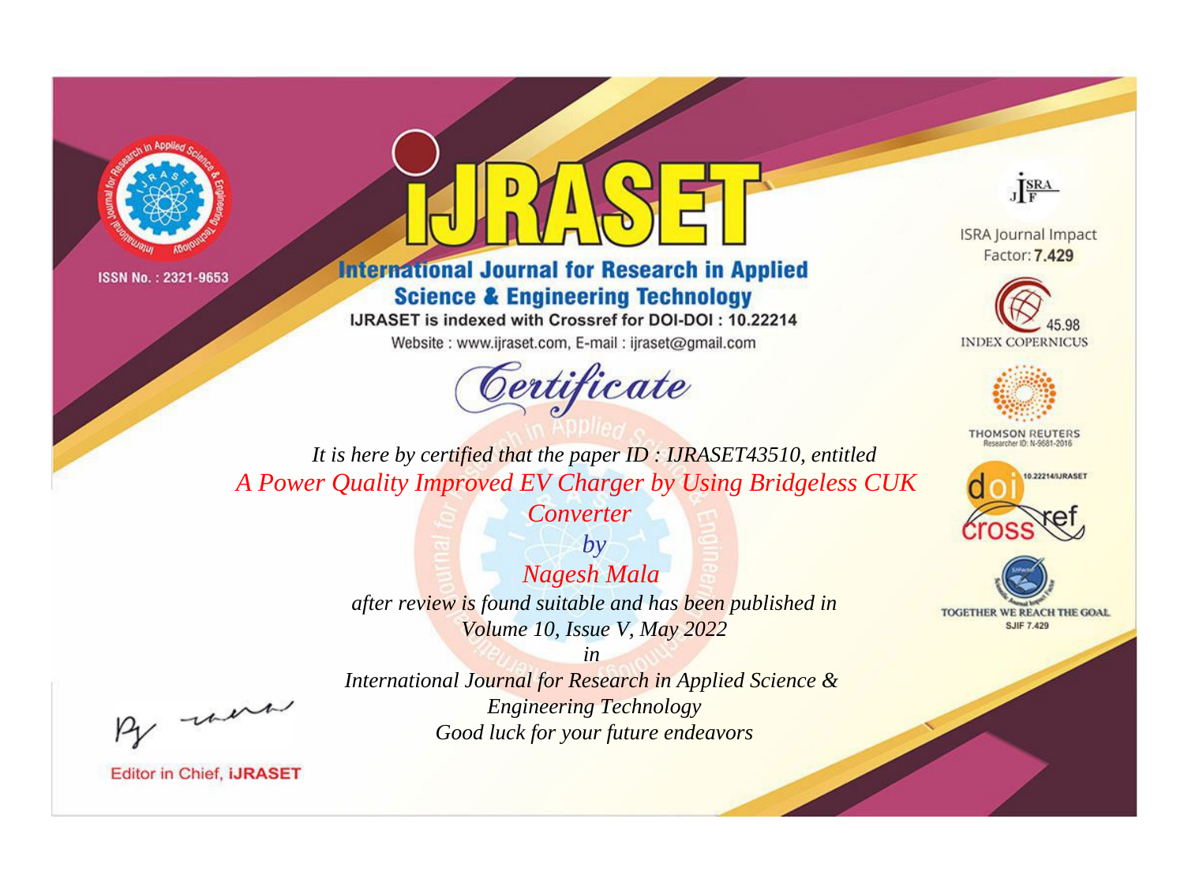ISSN No. : 2321-9653

# iJRASET

## International Journal for Research in Applied Science & Engineering Technology

IJRASET is indexed with Crossref for DOI-DOI : 10.22214

Website : www.ijraset.com, E-mail : ijraset@gmail.com

ISRA Journal Impact Factor: **7.429**

45.98 INDEX COPERNICUS

THOMSON REUTERS Researcher ID: N-9681-2016

10.22214/IJRASET

TOGETHER WE REACH THE GOAL SJIF 7.429

*Certificate*

*It is here by certified that the paper ID : IJRASET43510, entitled*

*A Power Quality Improved EV Charger by Using Bridgeless CUK Converter*

*by*

*Nagesh Mala*

*after review is found suitable and has been published in*

*Volume 10, Issue V, May 2022*

*in*

*International Journal for Research in Applied Science & Engineering Technology*

*Good luck for your future endeavors*

Editor in Chief, **iJRASET**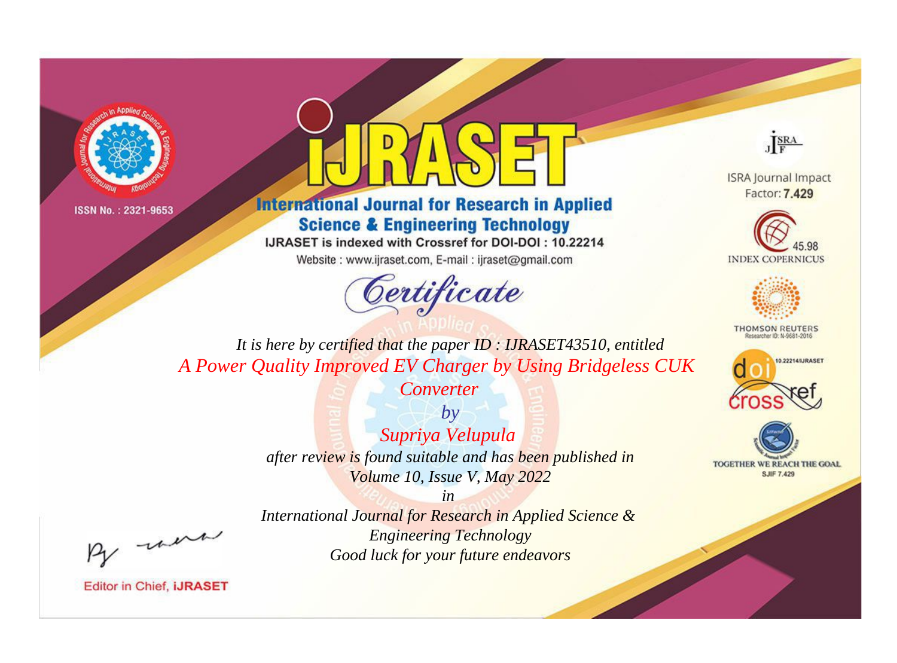ISSN No. : 2321-9653

# IJRASET

## International Journal for Research in Applied Science & Engineering Technology

IJRASET is indexed with Crossref for DOI-DOI : 10.22214

Website : www.ijraset.com, E-mail : ijraset@gmail.com

*Certificate*

*It is here by certified that the paper ID : IJRASET43510, entitled*

*A Power Quality Improved EV Charger by Using Bridgeless CUK Converter*

*by*

*Supriya Velupula*

*after review is found suitable and has been published in*

*Volume 10, Issue V, May 2022*

*in*

*International Journal for Research in Applied Science & Engineering Technology*

*Good luck for your future endeavors*

ISRA Journal Impact Factor: **7.429**

45.98 INDEX COPERNICUS

THOMSON REUTERS Researcher ID: N-9681-2016

10.22214/IJRASET

TOGETHER WE REACH THE GOAL SJIF 7.429

Editor in Chief, **iJRASET**